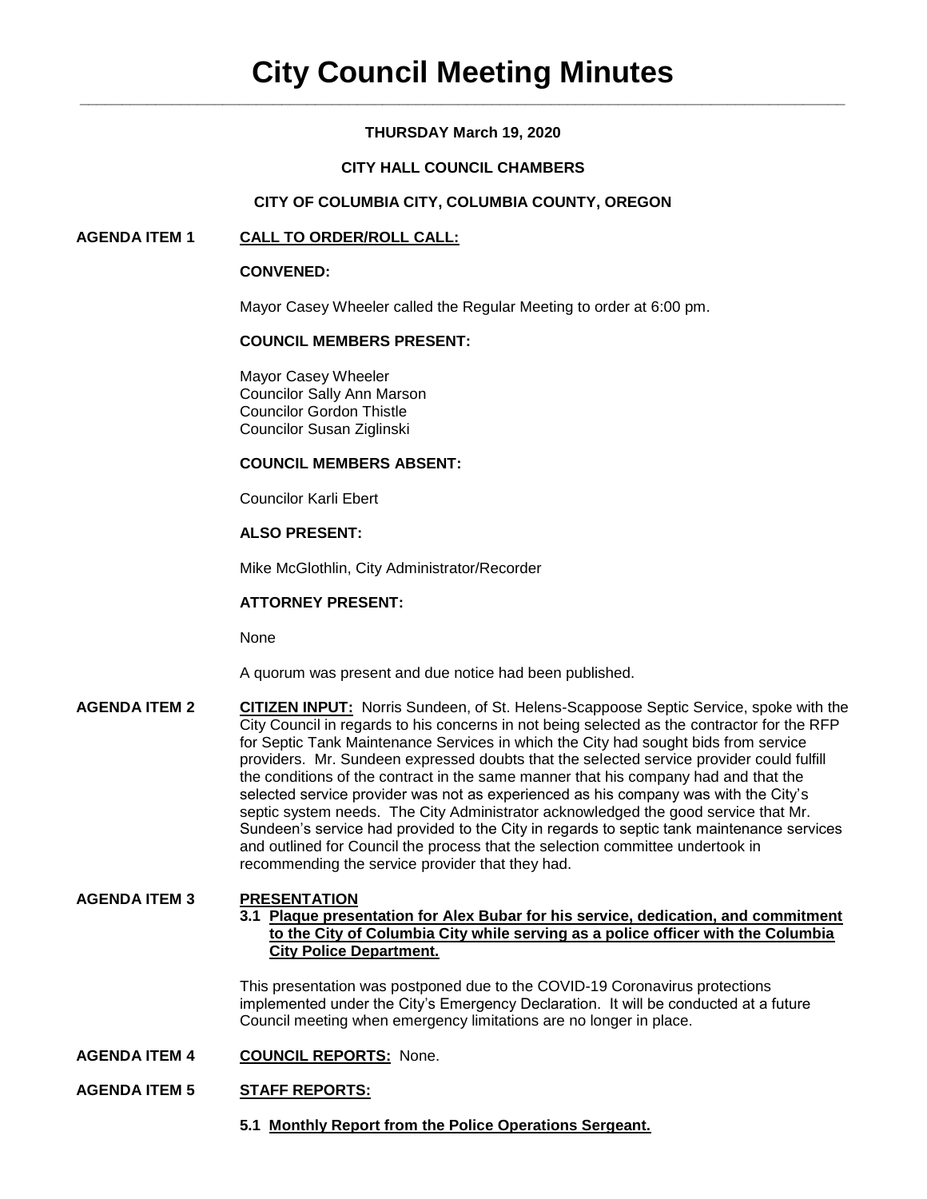# City Council Meeting Minutes

**THURSDAY March 19, 2020**

**CITY HALL COUNCIL CHAMBERS**

**CITY OF COLUMBIA CITY, COLUMBIA COUNTY, OREGON**

**AGENDA ITEM 1** **CALL TO ORDER/ROLL CALL:**

**CONVENED:**

Mayor Casey Wheeler called the Regular Meeting to order at 6:00 pm.

**COUNCIL MEMBERS PRESENT:**

Mayor Casey Wheeler
Councilor Sally Ann Marson
Councilor Gordon Thistle
Councilor Susan Ziglinski

**COUNCIL MEMBERS ABSENT:**

Councilor Karli Ebert

**ALSO PRESENT:**

Mike McGlothlin, City Administrator/Recorder

**ATTORNEY PRESENT:**

None

A quorum was present and due notice had been published.

**AGENDA ITEM 2** **CITIZEN INPUT:** Norris Sundeen, of St. Helens-Scappoose Septic Service, spoke with the City Council in regards to his concerns in not being selected as the contractor for the RFP for Septic Tank Maintenance Services in which the City had sought bids from service providers. Mr. Sundeen expressed doubts that the selected service provider could fulfill the conditions of the contract in the same manner that his company had and that the selected service provider was not as experienced as his company was with the City's septic system needs. The City Administrator acknowledged the good service that Mr. Sundeen's service had provided to the City in regards to septic tank maintenance services and outlined for Council the process that the selection committee undertook in recommending the service provider that they had.

**AGENDA ITEM 3** **PRESENTATION**

**3.1 Plaque presentation for Alex Bubar for his service, dedication, and commitment to the City of Columbia City while serving as a police officer with the Columbia City Police Department.**

This presentation was postponed due to the COVID-19 Coronavirus protections implemented under the City's Emergency Declaration. It will be conducted at a future Council meeting when emergency limitations are no longer in place.

**AGENDA ITEM 4** **COUNCIL REPORTS:** None.

**AGENDA ITEM 5** **STAFF REPORTS:**

**5.1 Monthly Report from the Police Operations Sergeant.**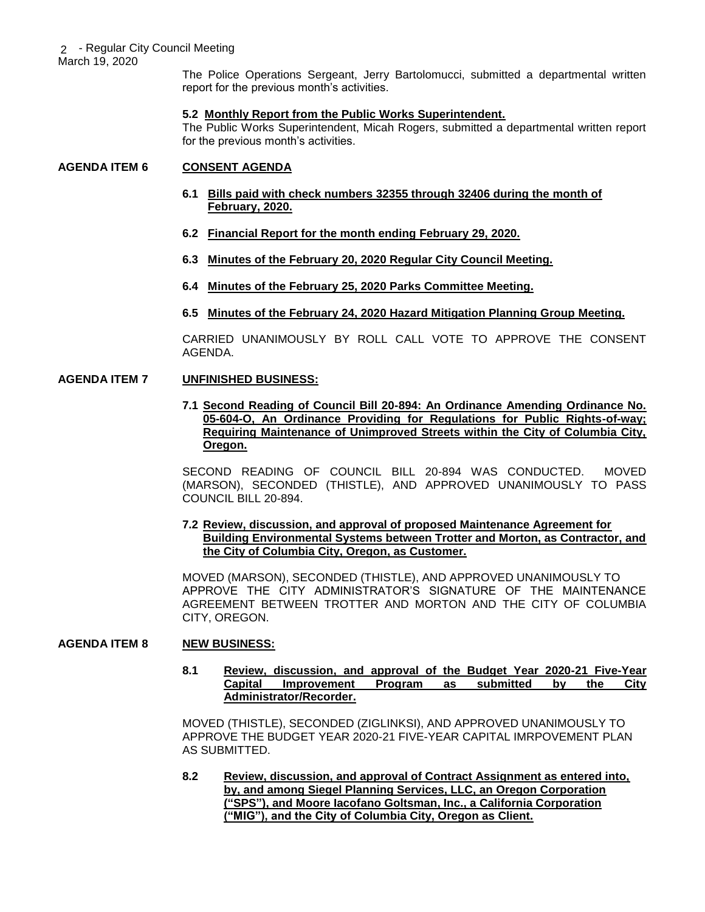The Police Operations Sergeant, Jerry Bartolomucci, submitted a departmental written report for the previous month's activities.

**5.2 Monthly Report from the Public Works Superintendent.**

The Public Works Superintendent, Micah Rogers, submitted a departmental written report for the previous month's activities.

## AGENDA ITEM 6 CONSENT AGENDA

**6.1 Bills paid with check numbers 32355 through 32406 during the month of February, 2020.**

**6.2 Financial Report for the month ending February 29, 2020.**

**6.3 Minutes of the February 20, 2020 Regular City Council Meeting.**

**6.4 Minutes of the February 25, 2020 Parks Committee Meeting.**

**6.5 Minutes of the February 24, 2020 Hazard Mitigation Planning Group Meeting.**

CARRIED UNANIMOUSLY BY ROLL CALL VOTE TO APPROVE THE CONSENT AGENDA.

## AGENDA ITEM 7 UNFINISHED BUSINESS:

**7.1 Second Reading of Council Bill 20-894: An Ordinance Amending Ordinance No. 05-604-O, An Ordinance Providing for Regulations for Public Rights-of-way; Requiring Maintenance of Unimproved Streets within the City of Columbia City, Oregon.**

SECOND READING OF COUNCIL BILL 20-894 WAS CONDUCTED. MOVED (MARSON), SECONDED (THISTLE), AND APPROVED UNANIMOUSLY TO PASS COUNCIL BILL 20-894.

**7.2 Review, discussion, and approval of proposed Maintenance Agreement for Building Environmental Systems between Trotter and Morton, as Contractor, and the City of Columbia City, Oregon, as Customer.**

MOVED (MARSON), SECONDED (THISTLE), AND APPROVED UNANIMOUSLY TO APPROVE THE CITY ADMINISTRATOR'S SIGNATURE OF THE MAINTENANCE AGREEMENT BETWEEN TROTTER AND MORTON AND THE CITY OF COLUMBIA CITY, OREGON.

## AGENDA ITEM 8 NEW BUSINESS:

**8.1 Review, discussion, and approval of the Budget Year 2020-21 Five-Year Capital Improvement Program as submitted by the City Administrator/Recorder.**

MOVED (THISTLE), SECONDED (ZIGLINKSI), AND APPROVED UNANIMOUSLY TO APPROVE THE BUDGET YEAR 2020-21 FIVE-YEAR CAPITAL IMRPOVEMENT PLAN AS SUBMITTED.

**8.2 Review, discussion, and approval of Contract Assignment as entered into, by, and among Siegel Planning Services, LLC, an Oregon Corporation ("SPS"), and Moore Iacofano Goltsman, Inc., a California Corporation ("MIG"), and the City of Columbia City, Oregon as Client.**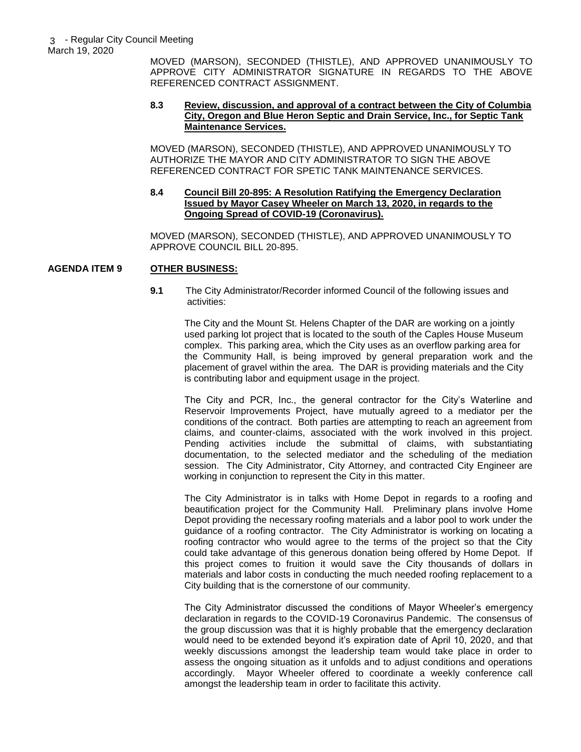MOVED (MARSON), SECONDED (THISTLE), AND APPROVED UNANIMOUSLY TO APPROVE CITY ADMINISTRATOR SIGNATURE IN REGARDS TO THE ABOVE REFERENCED CONTRACT ASSIGNMENT.

**8.3 Review, discussion, and approval of a contract between the City of Columbia City, Oregon and Blue Heron Septic and Drain Service, Inc., for Septic Tank Maintenance Services.**

MOVED (MARSON), SECONDED (THISTLE), AND APPROVED UNANIMOUSLY TO AUTHORIZE THE MAYOR AND CITY ADMINISTRATOR TO SIGN THE ABOVE REFERENCED CONTRACT FOR SPETIC TANK MAINTENANCE SERVICES.

**8.4 Council Bill 20-895: A Resolution Ratifying the Emergency Declaration Issued by Mayor Casey Wheeler on March 13, 2020, in regards to the Ongoing Spread of COVID-19 (Coronavirus).**

MOVED (MARSON), SECONDED (THISTLE), AND APPROVED UNANIMOUSLY TO APPROVE COUNCIL BILL 20-895.

## AGENDA ITEM 9 OTHER BUSINESS:

**9.1** The City Administrator/Recorder informed Council of the following issues and activities:

The City and the Mount St. Helens Chapter of the DAR are working on a jointly used parking lot project that is located to the south of the Caples House Museum complex. This parking area, which the City uses as an overflow parking area for the Community Hall, is being improved by general preparation work and the placement of gravel within the area. The DAR is providing materials and the City is contributing labor and equipment usage in the project.

The City and PCR, Inc., the general contractor for the City's Waterline and Reservoir Improvements Project, have mutually agreed to a mediator per the conditions of the contract. Both parties are attempting to reach an agreement from claims, and counter-claims, associated with the work involved in this project. Pending activities include the submittal of claims, with substantiating documentation, to the selected mediator and the scheduling of the mediation session. The City Administrator, City Attorney, and contracted City Engineer are working in conjunction to represent the City in this matter.

The City Administrator is in talks with Home Depot in regards to a roofing and beautification project for the Community Hall. Preliminary plans involve Home Depot providing the necessary roofing materials and a labor pool to work under the guidance of a roofing contractor. The City Administrator is working on locating a roofing contractor who would agree to the terms of the project so that the City could take advantage of this generous donation being offered by Home Depot. If this project comes to fruition it would save the City thousands of dollars in materials and labor costs in conducting the much needed roofing replacement to a City building that is the cornerstone of our community.

The City Administrator discussed the conditions of Mayor Wheeler's emergency declaration in regards to the COVID-19 Coronavirus Pandemic. The consensus of the group discussion was that it is highly probable that the emergency declaration would need to be extended beyond it's expiration date of April 10, 2020, and that weekly discussions amongst the leadership team would take place in order to assess the ongoing situation as it unfolds and to adjust conditions and operations accordingly. Mayor Wheeler offered to coordinate a weekly conference call amongst the leadership team in order to facilitate this activity.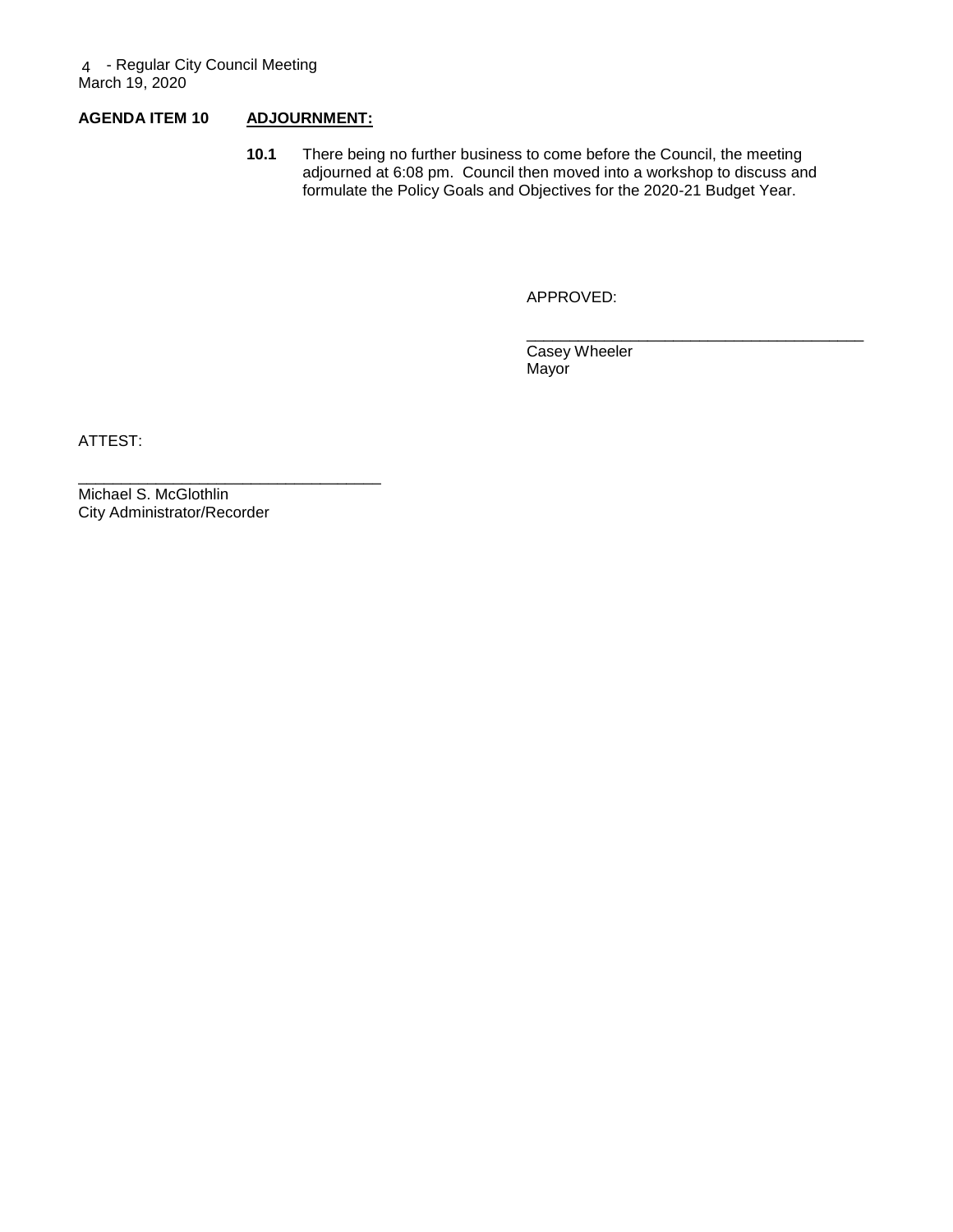**AGENDA ITEM 10** **ADJOURNMENT:**

**10.1** There being no further business to come before the Council, the meeting adjourned at 6:08 pm. Council then moved into a workshop to discuss and formulate the Policy Goals and Objectives for the 2020-21 Budget Year.

APPROVED:

\_\_\_\_\_\_\_\_\_\_\_\_\_\_\_\_\_\_\_\_\_\_\_\_\_\_\_\_\_\_\_\_\_\_\_\_\_\_\_\_

Casey Wheeler
Mayor

ATTEST:

\_\_\_\_\_\_\_\_\_\_\_\_\_\_\_\_\_\_\_\_\_\_\_\_\_\_\_\_\_\_\_\_\_\_\_\_

Michael S. McGlothlin
City Administrator/Recorder